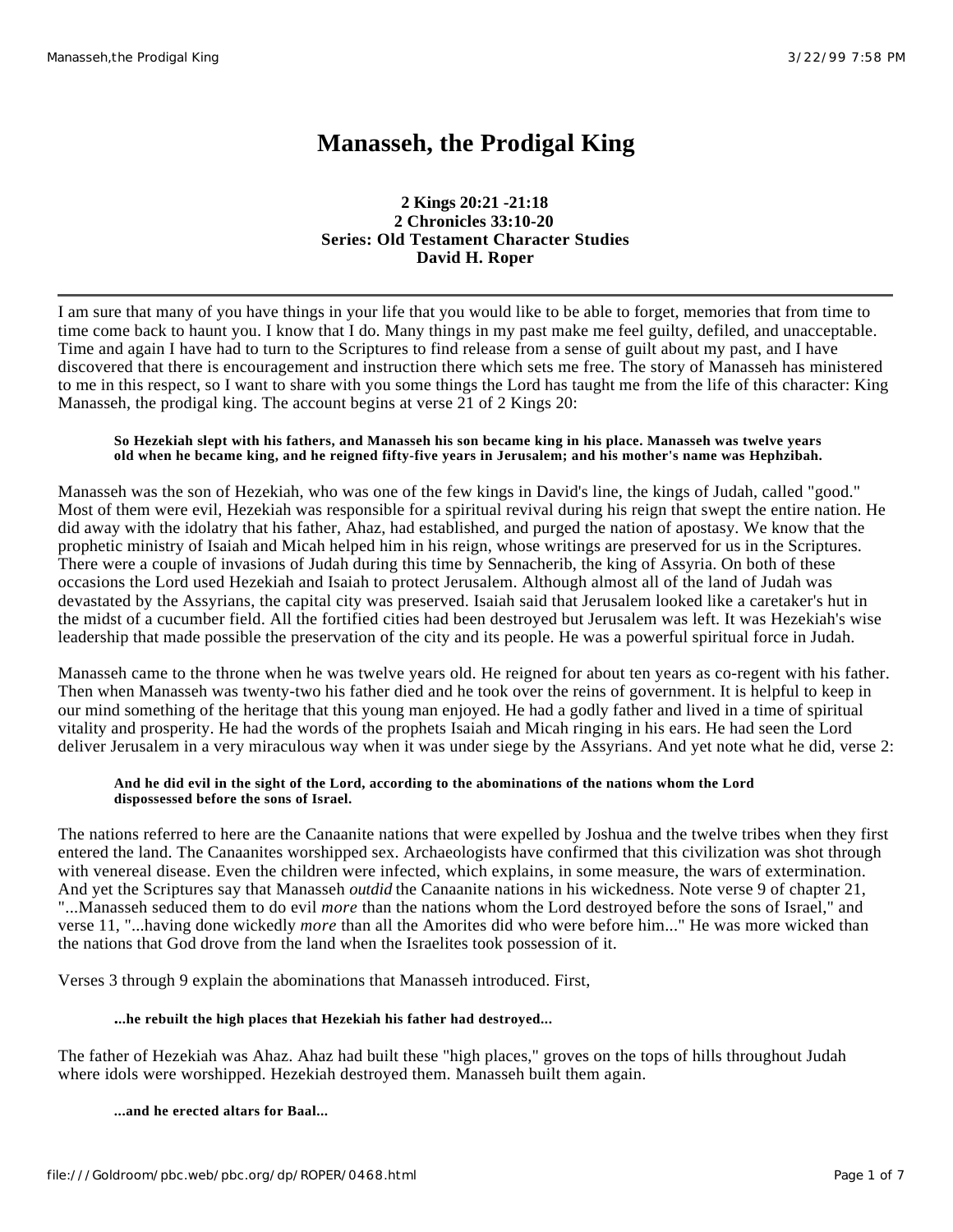# Manasseh, the Prodigal King

**2 Kings 20:21 -21:18**
**2 Chronicles 33:10-20**
**Series: Old Testament Character Studies**
**David H. Roper**

---

I am sure that many of you have things in your life that you would like to be able to forget, memories that from time to time come back to haunt you. I know that I do. Many things in my past make me feel guilty, defiled, and unacceptable. Time and again I have had to turn to the Scriptures to find release from a sense of guilt about my past, and I have discovered that there is encouragement and instruction there which sets me free. The story of Manasseh has ministered to me in this respect, so I want to share with you some things the Lord has taught me from the life of this character: King Manasseh, the prodigal king. The account begins at verse 21 of 2 Kings 20:

> **So Hezekiah slept with his fathers, and Manasseh his son became king in his place. Manasseh was twelve years old when he became king, and he reigned fifty-five years in Jerusalem; and his mother's name was Hephzibah.**

Manasseh was the son of Hezekiah, who was one of the few kings in David's line, the kings of Judah, called "good." Most of them were evil, Hezekiah was responsible for a spiritual revival during his reign that swept the entire nation. He did away with the idolatry that his father, Ahaz, had established, and purged the nation of apostasy. We know that the prophetic ministry of Isaiah and Micah helped him in his reign, whose writings are preserved for us in the Scriptures. There were a couple of invasions of Judah during this time by Sennacherib, the king of Assyria. On both of these occasions the Lord used Hezekiah and Isaiah to protect Jerusalem. Although almost all of the land of Judah was devastated by the Assyrians, the capital city was preserved. Isaiah said that Jerusalem looked like a caretaker's hut in the midst of a cucumber field. All the fortified cities had been destroyed but Jerusalem was left. It was Hezekiah's wise leadership that made possible the preservation of the city and its people. He was a powerful spiritual force in Judah.

Manasseh came to the throne when he was twelve years old. He reigned for about ten years as co-regent with his father. Then when Manasseh was twenty-two his father died and he took over the reins of government. It is helpful to keep in our mind something of the heritage that this young man enjoyed. He had a godly father and lived in a time of spiritual vitality and prosperity. He had the words of the prophets Isaiah and Micah ringing in his ears. He had seen the Lord deliver Jerusalem in a very miraculous way when it was under siege by the Assyrians. And yet note what he did, verse 2:

> **And he did evil in the sight of the Lord, according to the abominations of the nations whom the Lord dispossessed before the sons of Israel.**

The nations referred to here are the Canaanite nations that were expelled by Joshua and the twelve tribes when they first entered the land. The Canaanites worshipped sex. Archaeologists have confirmed that this civilization was shot through with venereal disease. Even the children were infected, which explains, in some measure, the wars of extermination. And yet the Scriptures say that Manasseh *outdid* the Canaanite nations in his wickedness. Note verse 9 of chapter 21, "...Manasseh seduced them to do evil *more* than the nations whom the Lord destroyed before the sons of Israel," and verse 11, "...having done wickedly *more* than all the Amorites did who were before him..." He was more wicked than the nations that God drove from the land when the Israelites took possession of it.

Verses 3 through 9 explain the abominations that Manasseh introduced. First,

> **...he rebuilt the high places that Hezekiah his father had destroyed...**

The father of Hezekiah was Ahaz. Ahaz had built these "high places," groves on the tops of hills throughout Judah where idols were worshipped. Hezekiah destroyed them. Manasseh built them again.

> **...and he erected altars for Baal...**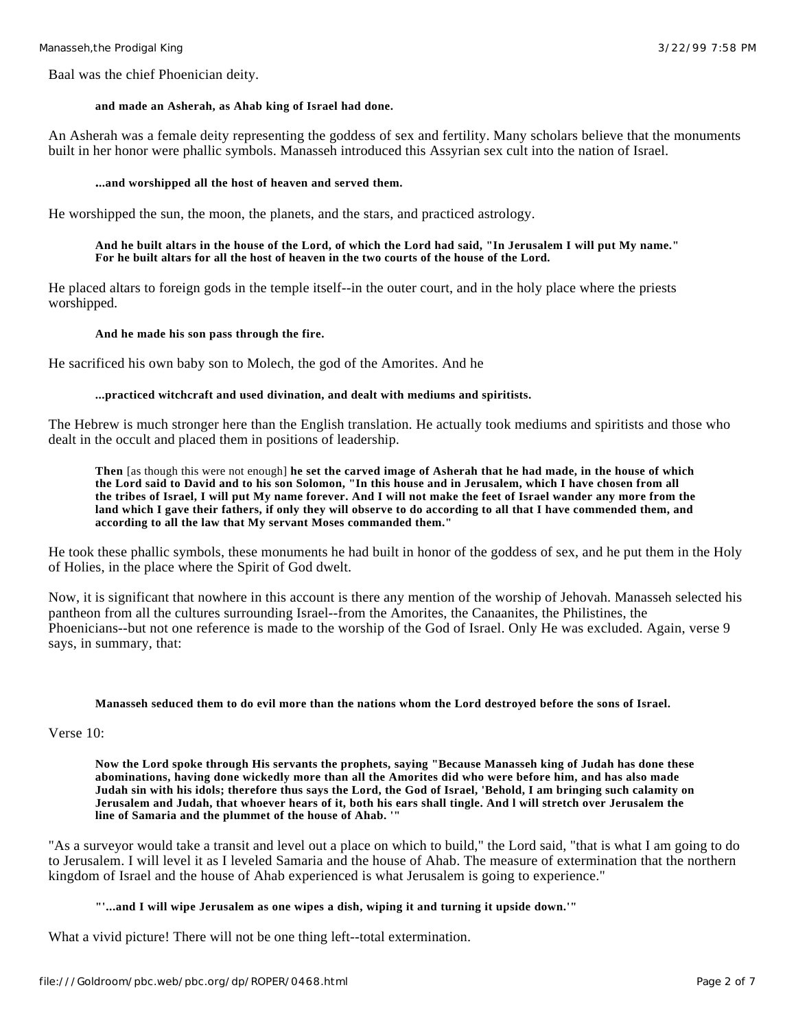Baal was the chief Phoenician deity.

> **and made an Asherah, as Ahab king of Israel had done.**

An Asherah was a female deity representing the goddess of sex and fertility. Many scholars believe that the monuments built in her honor were phallic symbols. Manasseh introduced this Assyrian sex cult into the nation of Israel.

> **...and worshipped all the host of heaven and served them.**

He worshipped the sun, the moon, the planets, and the stars, and practiced astrology.

> **And he built altars in the house of the Lord, of which the Lord had said, "In Jerusalem I will put My name." For he built altars for all the host of heaven in the two courts of the house of the Lord.**

He placed altars to foreign gods in the temple itself--in the outer court, and in the holy place where the priests worshipped.

> **And he made his son pass through the fire.**

He sacrificed his own baby son to Molech, the god of the Amorites. And he

> **...practiced witchcraft and used divination, and dealt with mediums and spiritists.**

The Hebrew is much stronger here than the English translation. He actually took mediums and spiritists and those who dealt in the occult and placed them in positions of leadership.

> **Then** [as though this were not enough] **he set the carved image of Asherah that he had made, in the house of which the Lord said to David and to his son Solomon, "In this house and in Jerusalem, which I have chosen from all the tribes of Israel, I will put My name forever. And I will not make the feet of Israel wander any more from the land which I gave their fathers, if only they will observe to do according to all that I have commended them, and according to all the law that My servant Moses commanded them."**

He took these phallic symbols, these monuments he had built in honor of the goddess of sex, and he put them in the Holy of Holies, in the place where the Spirit of God dwelt.

Now, it is significant that nowhere in this account is there any mention of the worship of Jehovah. Manasseh selected his pantheon from all the cultures surrounding Israel--from the Amorites, the Canaanites, the Philistines, the Phoenicians--but not one reference is made to the worship of the God of Israel. Only He was excluded. Again, verse 9 says, in summary, that:

> **Manasseh seduced them to do evil more than the nations whom the Lord destroyed before the sons of Israel.**

Verse 10:

> **Now the Lord spoke through His servants the prophets, saying "Because Manasseh king of Judah has done these abominations, having done wickedly more than all the Amorites did who were before him, and has also made Judah sin with his idols; therefore thus says the Lord, the God of Israel, 'Behold, I am bringing such calamity on Jerusalem and Judah, that whoever hears of it, both his ears shall tingle. And l will stretch over Jerusalem the line of Samaria and the plummet of the house of Ahab. '"**

"As a surveyor would take a transit and level out a place on which to build," the Lord said, "that is what I am going to do to Jerusalem. I will level it as I leveled Samaria and the house of Ahab. The measure of extermination that the northern kingdom of Israel and the house of Ahab experienced is what Jerusalem is going to experience."

> **"'...and I will wipe Jerusalem as one wipes a dish, wiping it and turning it upside down.'"**

What a vivid picture! There will not be one thing left--total extermination.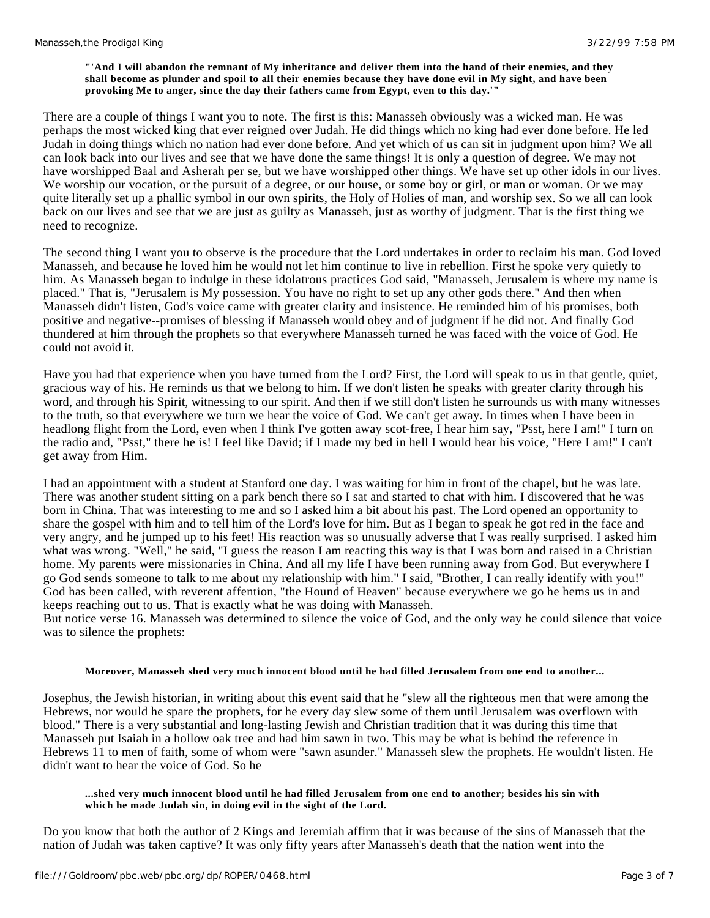**"'And I will abandon the remnant of My inheritance and deliver them into the hand of their enemies, and they shall become as plunder and spoil to all their enemies because they have done evil in My sight, and have been provoking Me to anger, since the day their fathers came from Egypt, even to this day.'"**

There are a couple of things I want you to note. The first is this: Manasseh obviously was a wicked man. He was perhaps the most wicked king that ever reigned over Judah. He did things which no king had ever done before. He led Judah in doing things which no nation had ever done before. And yet which of us can sit in judgment upon him? We all can look back into our lives and see that we have done the same things! It is only a question of degree. We may not have worshipped Baal and Asherah per se, but we have worshipped other things. We have set up other idols in our lives. We worship our vocation, or the pursuit of a degree, or our house, or some boy or girl, or man or woman. Or we may quite literally set up a phallic symbol in our own spirits, the Holy of Holies of man, and worship sex. So we all can look back on our lives and see that we are just as guilty as Manasseh, just as worthy of judgment. That is the first thing we need to recognize.

The second thing I want you to observe is the procedure that the Lord undertakes in order to reclaim his man. God loved Manasseh, and because he loved him he would not let him continue to live in rebellion. First he spoke very quietly to him. As Manasseh began to indulge in these idolatrous practices God said, "Manasseh, Jerusalem is where my name is placed." That is, "Jerusalem is My possession. You have no right to set up any other gods there." And then when Manasseh didn't listen, God's voice came with greater clarity and insistence. He reminded him of his promises, both positive and negative--promises of blessing if Manasseh would obey and of judgment if he did not. And finally God thundered at him through the prophets so that everywhere Manasseh turned he was faced with the voice of God. He could not avoid it.

Have you had that experience when you have turned from the Lord? First, the Lord will speak to us in that gentle, quiet, gracious way of his. He reminds us that we belong to him. If we don't listen he speaks with greater clarity through his word, and through his Spirit, witnessing to our spirit. And then if we still don't listen he surrounds us with many witnesses to the truth, so that everywhere we turn we hear the voice of God. We can't get away. In times when I have been in headlong flight from the Lord, even when I think I've gotten away scot-free, I hear him say, "Psst, here I am!" I turn on the radio and, "Psst," there he is! I feel like David; if I made my bed in hell I would hear his voice, "Here I am!" I can't get away from Him.

I had an appointment with a student at Stanford one day. I was waiting for him in front of the chapel, but he was late. There was another student sitting on a park bench there so I sat and started to chat with him. I discovered that he was born in China. That was interesting to me and so I asked him a bit about his past. The Lord opened an opportunity to share the gospel with him and to tell him of the Lord's love for him. But as I began to speak he got red in the face and very angry, and he jumped up to his feet! His reaction was so unusually adverse that I was really surprised. I asked him what was wrong. "Well," he said, "I guess the reason I am reacting this way is that I was born and raised in a Christian home. My parents were missionaries in China. And all my life I have been running away from God. But everywhere I go God sends someone to talk to me about my relationship with him." I said, "Brother, I can really identify with you!" God has been called, with reverent affention, "the Hound of Heaven" because everywhere we go he hems us in and keeps reaching out to us. That is exactly what he was doing with Manasseh.

But notice verse 16. Manasseh was determined to silence the voice of God, and the only way he could silence that voice was to silence the prophets:

**Moreover, Manasseh shed very much innocent blood until he had filled Jerusalem from one end to another...**

Josephus, the Jewish historian, in writing about this event said that he "slew all the righteous men that were among the Hebrews, nor would he spare the prophets, for he every day slew some of them until Jerusalem was overflown with blood." There is a very substantial and long-lasting Jewish and Christian tradition that it was during this time that Manasseh put Isaiah in a hollow oak tree and had him sawn in two. This may be what is behind the reference in Hebrews 11 to men of faith, some of whom were "sawn asunder." Manasseh slew the prophets. He wouldn't listen. He didn't want to hear the voice of God. So he

**...shed very much innocent blood until he had filled Jerusalem from one end to another; besides his sin with which he made Judah sin, in doing evil in the sight of the Lord.**

Do you know that both the author of 2 Kings and Jeremiah affirm that it was because of the sins of Manasseh that the nation of Judah was taken captive? It was only fifty years after Manasseh's death that the nation went into the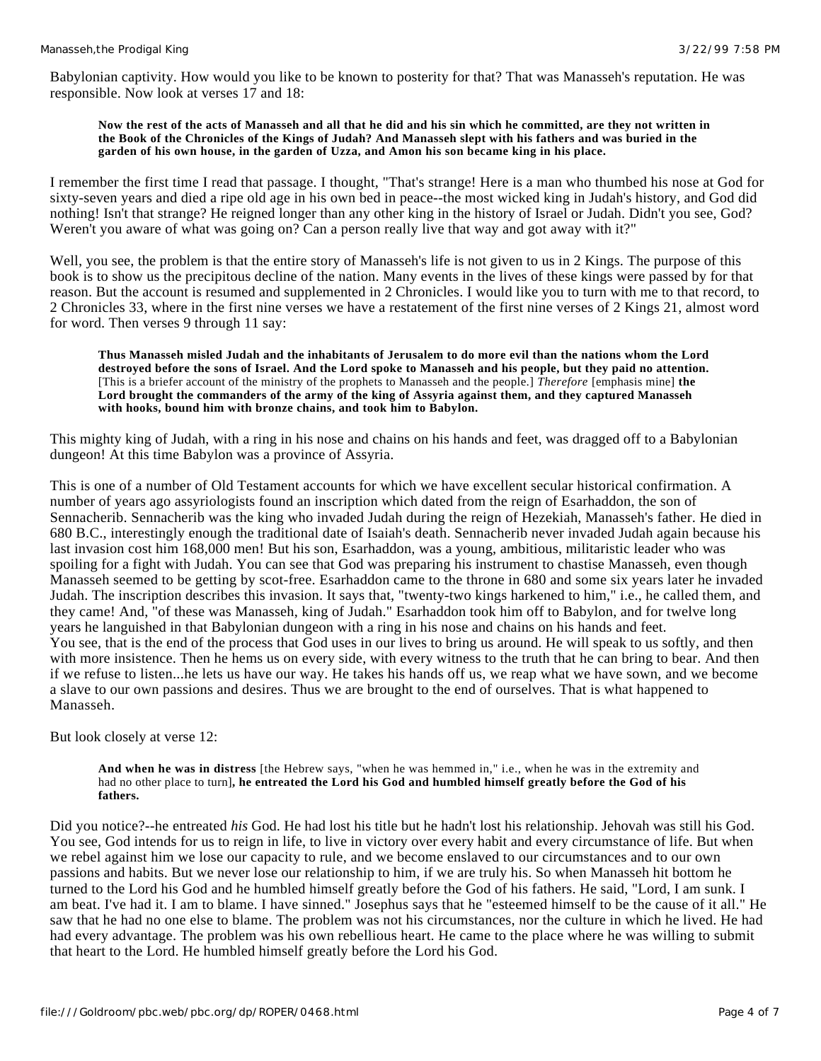Babylonian captivity. How would you like to be known to posterity for that? That was Manasseh's reputation. He was responsible. Now look at verses 17 and 18:

> **Now the rest of the acts of Manasseh and all that he did and his sin which he committed, are they not written in the Book of the Chronicles of the Kings of Judah? And Manasseh slept with his fathers and was buried in the garden of his own house, in the garden of Uzza, and Amon his son became king in his place.**

I remember the first time I read that passage. I thought, "That's strange! Here is a man who thumbed his nose at God for sixty-seven years and died a ripe old age in his own bed in peace--the most wicked king in Judah's history, and God did nothing! Isn't that strange? He reigned longer than any other king in the history of Israel or Judah. Didn't you see, God? Weren't you aware of what was going on? Can a person really live that way and got away with it?"

Well, you see, the problem is that the entire story of Manasseh's life is not given to us in 2 Kings. The purpose of this book is to show us the precipitous decline of the nation. Many events in the lives of these kings were passed by for that reason. But the account is resumed and supplemented in 2 Chronicles. I would like you to turn with me to that record, to 2 Chronicles 33, where in the first nine verses we have a restatement of the first nine verses of 2 Kings 21, almost word for word. Then verses 9 through 11 say:

> **Thus Manasseh misled Judah and the inhabitants of Jerusalem to do more evil than the nations whom the Lord destroyed before the sons of Israel. And the Lord spoke to Manasseh and his people, but they paid no attention.** [This is a briefer account of the ministry of the prophets to Manasseh and the people.] *Therefore* [emphasis mine] **the Lord brought the commanders of the army of the king of Assyria against them, and they captured Manasseh with hooks, bound him with bronze chains, and took him to Babylon.**

This mighty king of Judah, with a ring in his nose and chains on his hands and feet, was dragged off to a Babylonian dungeon! At this time Babylon was a province of Assyria.

This is one of a number of Old Testament accounts for which we have excellent secular historical confirmation. A number of years ago assyriologists found an inscription which dated from the reign of Esarhaddon, the son of Sennacherib. Sennacherib was the king who invaded Judah during the reign of Hezekiah, Manasseh's father. He died in 680 B.C., interestingly enough the traditional date of Isaiah's death. Sennacherib never invaded Judah again because his last invasion cost him 168,000 men! But his son, Esarhaddon, was a young, ambitious, militaristic leader who was spoiling for a fight with Judah. You can see that God was preparing his instrument to chastise Manasseh, even though Manasseh seemed to be getting by scot-free. Esarhaddon came to the throne in 680 and some six years later he invaded Judah. The inscription describes this invasion. It says that, "twenty-two kings harkened to him," i.e., he called them, and they came! And, "of these was Manasseh, king of Judah." Esarhaddon took him off to Babylon, and for twelve long years he languished in that Babylonian dungeon with a ring in his nose and chains on his hands and feet.

You see, that is the end of the process that God uses in our lives to bring us around. He will speak to us softly, and then with more insistence. Then he hems us on every side, with every witness to the truth that he can bring to bear. And then if we refuse to listen...he lets us have our way. He takes his hands off us, we reap what we have sown, and we become a slave to our own passions and desires. Thus we are brought to the end of ourselves. That is what happened to Manasseh.

But look closely at verse 12:

> **And when he was in distress** [the Hebrew says, "when he was hemmed in," i.e., when he was in the extremity and had no other place to turn]**, he entreated the Lord his God and humbled himself greatly before the God of his fathers.**

Did you notice?--he entreated *his* God. He had lost his title but he hadn't lost his relationship. Jehovah was still his God. You see, God intends for us to reign in life, to live in victory over every habit and every circumstance of life. But when we rebel against him we lose our capacity to rule, and we become enslaved to our circumstances and to our own passions and habits. But we never lose our relationship to him, if we are truly his. So when Manasseh hit bottom he turned to the Lord his God and he humbled himself greatly before the God of his fathers. He said, "Lord, I am sunk. I am beat. I've had it. I am to blame. I have sinned." Josephus says that he "esteemed himself to be the cause of it all." He saw that he had no one else to blame. The problem was not his circumstances, nor the culture in which he lived. He had had every advantage. The problem was his own rebellious heart. He came to the place where he was willing to submit that heart to the Lord. He humbled himself greatly before the Lord his God.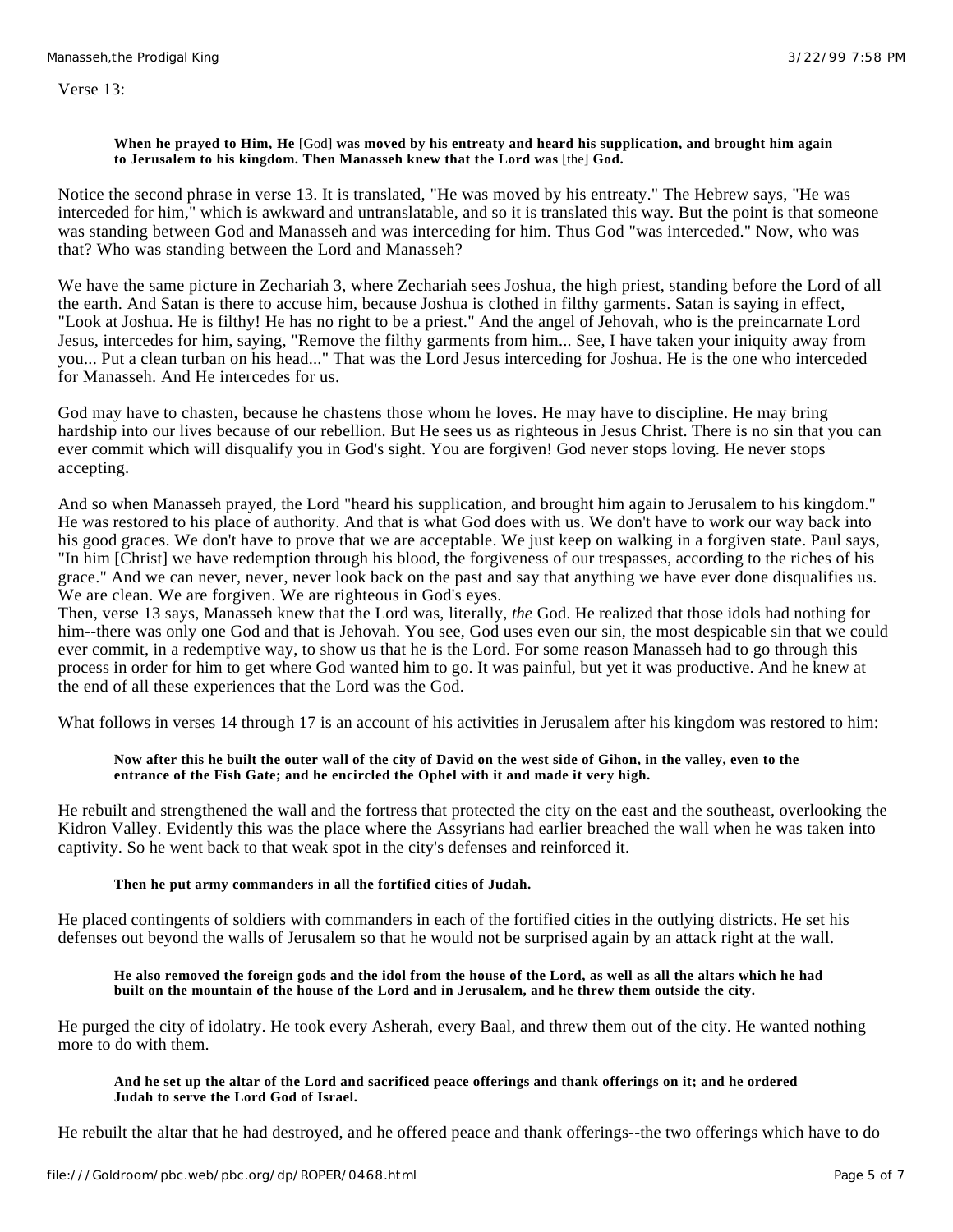Verse 13:

> **When he prayed to Him, He** [God] **was moved by his entreaty and heard his supplication, and brought him again to Jerusalem to his kingdom. Then Manasseh knew that the Lord was** [the] **God.**

Notice the second phrase in verse 13. It is translated, "He was moved by his entreaty." The Hebrew says, "He was interceded for him," which is awkward and untranslatable, and so it is translated this way. But the point is that someone was standing between God and Manasseh and was interceding for him. Thus God "was interceded." Now, who was that? Who was standing between the Lord and Manasseh?

We have the same picture in Zechariah 3, where Zechariah sees Joshua, the high priest, standing before the Lord of all the earth. And Satan is there to accuse him, because Joshua is clothed in filthy garments. Satan is saying in effect, "Look at Joshua. He is filthy! He has no right to be a priest." And the angel of Jehovah, who is the preincarnate Lord Jesus, intercedes for him, saying, "Remove the filthy garments from him... See, I have taken your iniquity away from you... Put a clean turban on his head..." That was the Lord Jesus interceding for Joshua. He is the one who interceded for Manasseh. And He intercedes for us.

God may have to chasten, because he chastens those whom he loves. He may have to discipline. He may bring hardship into our lives because of our rebellion. But He sees us as righteous in Jesus Christ. There is no sin that you can ever commit which will disqualify you in God's sight. You are forgiven! God never stops loving. He never stops accepting.

And so when Manasseh prayed, the Lord "heard his supplication, and brought him again to Jerusalem to his kingdom." He was restored to his place of authority. And that is what God does with us. We don't have to work our way back into his good graces. We don't have to prove that we are acceptable. We just keep on walking in a forgiven state. Paul says, "In him [Christ] we have redemption through his blood, the forgiveness of our trespasses, according to the riches of his grace." And we can never, never, never look back on the past and say that anything we have ever done disqualifies us. We are clean. We are forgiven. We are righteous in God's eyes.

Then, verse 13 says, Manasseh knew that the Lord was, literally, *the* God. He realized that those idols had nothing for him--there was only one God and that is Jehovah. You see, God uses even our sin, the most despicable sin that we could ever commit, in a redemptive way, to show us that he is the Lord. For some reason Manasseh had to go through this process in order for him to get where God wanted him to go. It was painful, but yet it was productive. And he knew at the end of all these experiences that the Lord was the God.

What follows in verses 14 through 17 is an account of his activities in Jerusalem after his kingdom was restored to him:

> **Now after this he built the outer wall of the city of David on the west side of Gihon, in the valley, even to the entrance of the Fish Gate; and he encircled the Ophel with it and made it very high.**

He rebuilt and strengthened the wall and the fortress that protected the city on the east and the southeast, overlooking the Kidron Valley. Evidently this was the place where the Assyrians had earlier breached the wall when he was taken into captivity. So he went back to that weak spot in the city's defenses and reinforced it.

> **Then he put army commanders in all the fortified cities of Judah.**

He placed contingents of soldiers with commanders in each of the fortified cities in the outlying districts. He set his defenses out beyond the walls of Jerusalem so that he would not be surprised again by an attack right at the wall.

> **He also removed the foreign gods and the idol from the house of the Lord, as well as all the altars which he had built on the mountain of the house of the Lord and in Jerusalem, and he threw them outside the city.**

He purged the city of idolatry. He took every Asherah, every Baal, and threw them out of the city. He wanted nothing more to do with them.

> **And he set up the altar of the Lord and sacrificed peace offerings and thank offerings on it; and he ordered Judah to serve the Lord God of Israel.**

He rebuilt the altar that he had destroyed, and he offered peace and thank offerings--the two offerings which have to do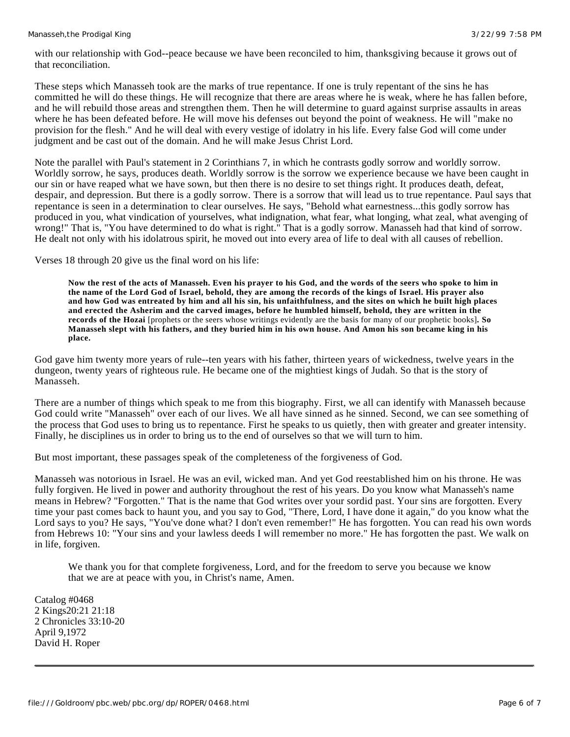with our relationship with God--peace because we have been reconciled to him, thanksgiving because it grows out of that reconciliation.

These steps which Manasseh took are the marks of true repentance. If one is truly repentant of the sins he has committed he will do these things. He will recognize that there are areas where he is weak, where he has fallen before, and he will rebuild those areas and strengthen them. Then he will determine to guard against surprise assaults in areas where he has been defeated before. He will move his defenses out beyond the point of weakness. He will "make no provision for the flesh." And he will deal with every vestige of idolatry in his life. Every false God will come under judgment and be cast out of the domain. And he will make Jesus Christ Lord.

Note the parallel with Paul's statement in 2 Corinthians 7, in which he contrasts godly sorrow and worldly sorrow. Worldly sorrow, he says, produces death. Worldly sorrow is the sorrow we experience because we have been caught in our sin or have reaped what we have sown, but then there is no desire to set things right. It produces death, defeat, despair, and depression. But there is a godly sorrow. There is a sorrow that will lead us to true repentance. Paul says that repentance is seen in a determination to clear ourselves. He says, "Behold what earnestness...this godly sorrow has produced in you, what vindication of yourselves, what indignation, what fear, what longing, what zeal, what avenging of wrong!" That is, "You have determined to do what is right." That is a godly sorrow. Manasseh had that kind of sorrow. He dealt not only with his idolatrous spirit, he moved out into every area of life to deal with all causes of rebellion.

Verses 18 through 20 give us the final word on his life:

> **Now the rest of the acts of Manasseh. Even his prayer to his God, and the words of the seers who spoke to him in the name of the Lord God of Israel, behold, they are among the records of the kings of Israel. His prayer also and how God was entreated by him and all his sin, his unfaithfulness, and the sites on which he built high places and erected the Asherim and the carved images, before he humbled himself, behold, they are written in the records of the Hozai** [prophets or the seers whose writings evidently are the basis for many of our prophetic books]**. So Manasseh slept with his fathers, and they buried him in his own house. And Amon his son became king in his place.**

God gave him twenty more years of rule--ten years with his father, thirteen years of wickedness, twelve years in the dungeon, twenty years of righteous rule. He became one of the mightiest kings of Judah. So that is the story of Manasseh.

There are a number of things which speak to me from this biography. First, we all can identify with Manasseh because God could write "Manasseh" over each of our lives. We all have sinned as he sinned. Second, we can see something of the process that God uses to bring us to repentance. First he speaks to us quietly, then with greater and greater intensity. Finally, he disciplines us in order to bring us to the end of ourselves so that we will turn to him.

But most important, these passages speak of the completeness of the forgiveness of God.

Manasseh was notorious in Israel. He was an evil, wicked man. And yet God reestablished him on his throne. He was fully forgiven. He lived in power and authority throughout the rest of his years. Do you know what Manasseh's name means in Hebrew? "Forgotten." That is the name that God writes over your sordid past. Your sins are forgotten. Every time your past comes back to haunt you, and you say to God, "There, Lord, I have done it again," do you know what the Lord says to you? He says, "You've done what? I don't even remember!" He has forgotten. You can read his own words from Hebrews 10: "Your sins and your lawless deeds I will remember no more." He has forgotten the past. We walk on in life, forgiven.

> We thank you for that complete forgiveness, Lord, and for the freedom to serve you because we know that we are at peace with you, in Christ's name, Amen.

Catalog #0468
2 Kings20:21 21:18
2 Chronicles 33:10-20
April 9,1972
David H. Roper

---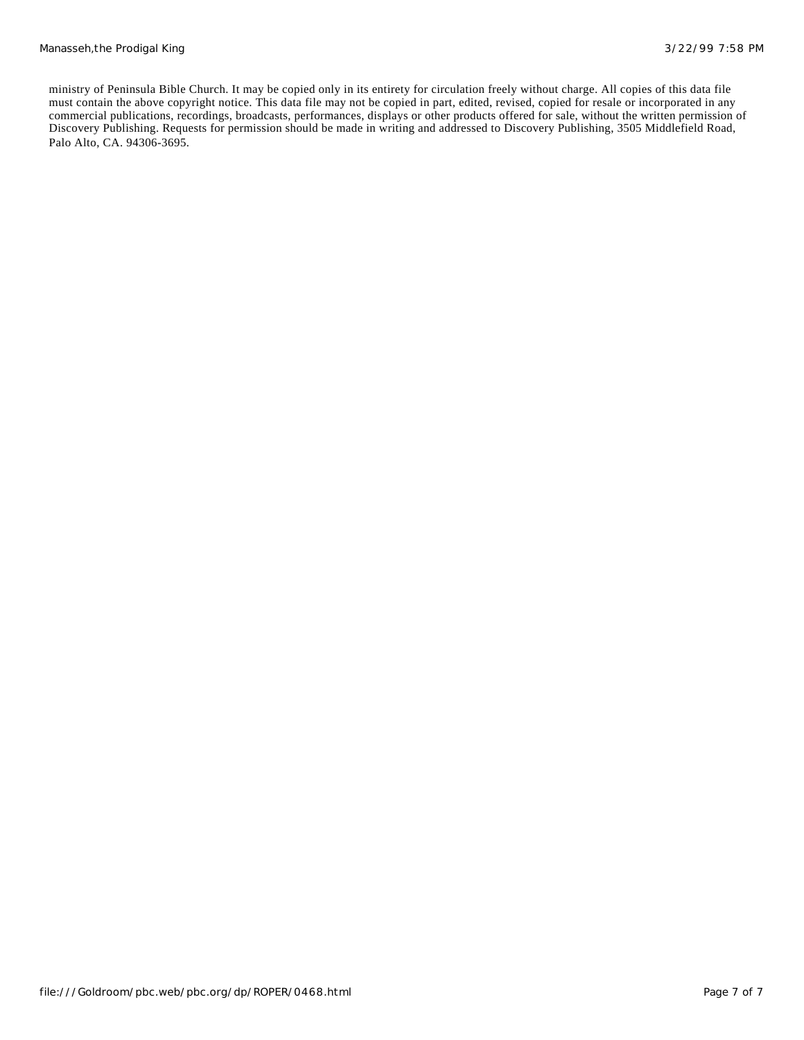ministry of Peninsula Bible Church. It may be copied only in its entirety for circulation freely without charge. All copies of this data file must contain the above copyright notice. This data file may not be copied in part, edited, revised, copied for resale or incorporated in any commercial publications, recordings, broadcasts, performances, displays or other products offered for sale, without the written permission of Discovery Publishing. Requests for permission should be made in writing and addressed to Discovery Publishing, 3505 Middlefield Road, Palo Alto, CA. 94306-3695.